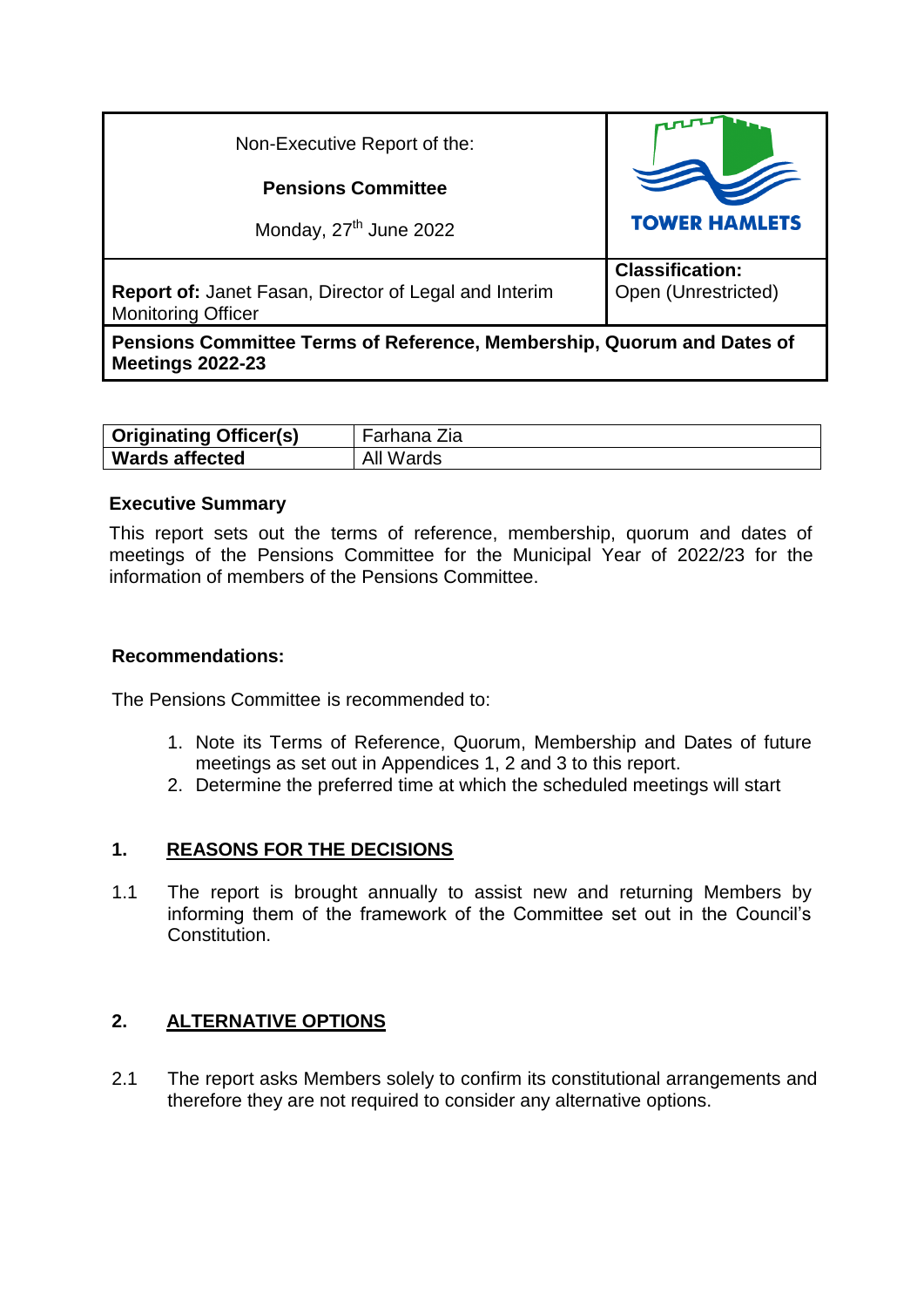| Non-Executive Report of the:<br><br>**Pensions Committee**<br><br>Monday, 27th June 2022 | TOWER HAMLETS |
|---|---|
| **Report of:** Janet Fasan, Director of Legal and Interim Monitoring Officer | **Classification:**<br>Open (Unrestricted) |
| **Pensions Committee Terms of Reference, Membership, Quorum and Dates of Meetings 2022-23** | |

| **Originating Officer(s)** | Farhana Zia |
|---|---|
| **Wards affected** | All Wards |

**Executive Summary**

This report sets out the terms of reference, membership, quorum and dates of meetings of the Pensions Committee for the Municipal Year of 2022/23 for the information of members of the Pensions Committee.

**Recommendations:**

The Pensions Committee is recommended to:

1. Note its Terms of Reference, Quorum, Membership and Dates of future meetings as set out in Appendices 1, 2 and 3 to this report.
2. Determine the preferred time at which the scheduled meetings will start

## 1. REASONS FOR THE DECISIONS

1.1 The report is brought annually to assist new and returning Members by informing them of the framework of the Committee set out in the Council's Constitution.

## 2. ALTERNATIVE OPTIONS

2.1 The report asks Members solely to confirm its constitutional arrangements and therefore they are not required to consider any alternative options.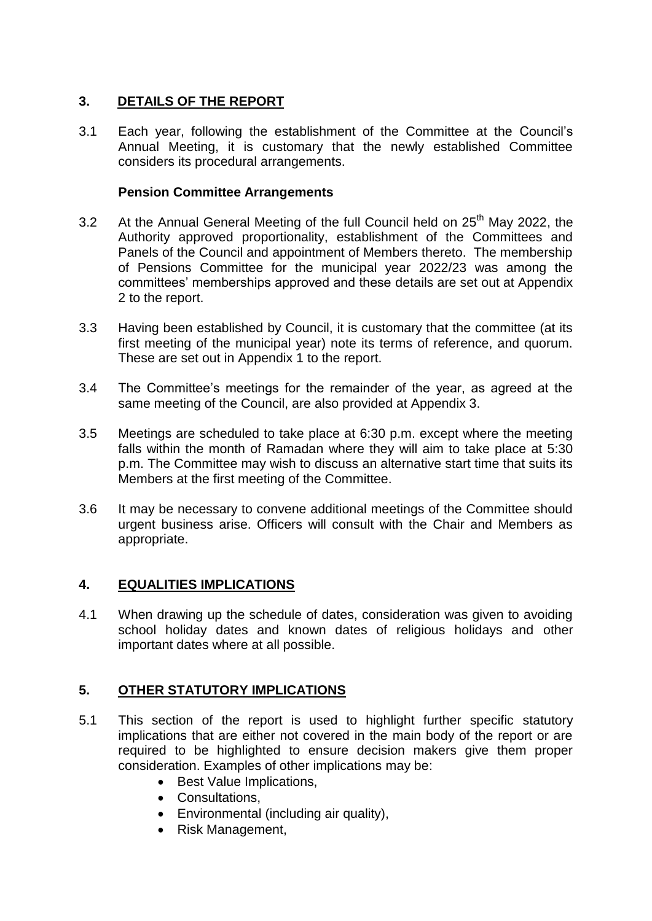## 3. DETAILS OF THE REPORT

3.1 Each year, following the establishment of the Committee at the Council's Annual Meeting, it is customary that the newly established Committee considers its procedural arrangements.

**Pension Committee Arrangements**

3.2 At the Annual General Meeting of the full Council held on 25th May 2022, the Authority approved proportionality, establishment of the Committees and Panels of the Council and appointment of Members thereto. The membership of Pensions Committee for the municipal year 2022/23 was among the committees' memberships approved and these details are set out at Appendix 2 to the report.

3.3 Having been established by Council, it is customary that the committee (at its first meeting of the municipal year) note its terms of reference, and quorum. These are set out in Appendix 1 to the report.

3.4 The Committee's meetings for the remainder of the year, as agreed at the same meeting of the Council, are also provided at Appendix 3.

3.5 Meetings are scheduled to take place at 6:30 p.m. except where the meeting falls within the month of Ramadan where they will aim to take place at 5:30 p.m. The Committee may wish to discuss an alternative start time that suits its Members at the first meeting of the Committee.

3.6 It may be necessary to convene additional meetings of the Committee should urgent business arise. Officers will consult with the Chair and Members as appropriate.

## 4. EQUALITIES IMPLICATIONS

4.1 When drawing up the schedule of dates, consideration was given to avoiding school holiday dates and known dates of religious holidays and other important dates where at all possible.

## 5. OTHER STATUTORY IMPLICATIONS

5.1 This section of the report is used to highlight further specific statutory implications that are either not covered in the main body of the report or are required to be highlighted to ensure decision makers give them proper consideration. Examples of other implications may be:

- Best Value Implications,
- Consultations,
- Environmental (including air quality),
- Risk Management,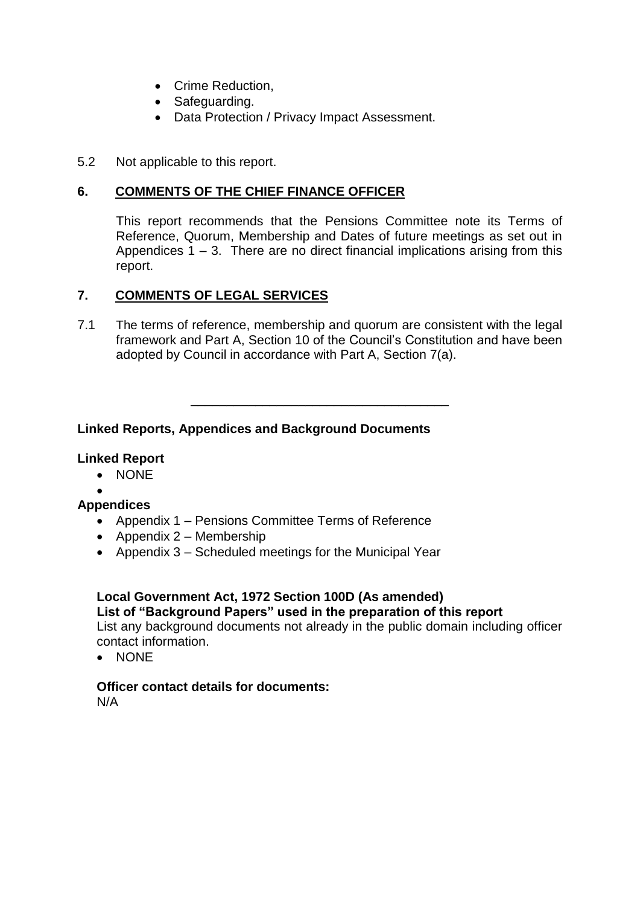- Crime Reduction,
- Safeguarding.
- Data Protection / Privacy Impact Assessment.

5.2 Not applicable to this report.

## 6. COMMENTS OF THE CHIEF FINANCE OFFICER

This report recommends that the Pensions Committee note its Terms of Reference, Quorum, Membership and Dates of future meetings as set out in Appendices 1 – 3. There are no direct financial implications arising from this report.

## 7. COMMENTS OF LEGAL SERVICES

7.1 The terms of reference, membership and quorum are consistent with the legal framework and Part A, Section 10 of the Council's Constitution and have been adopted by Council in accordance with Part A, Section 7(a).

---

**Linked Reports, Appendices and Background Documents**

**Linked Report**

- NONE
-

**Appendices**

- Appendix 1 – Pensions Committee Terms of Reference
- Appendix 2 – Membership
- Appendix 3 – Scheduled meetings for the Municipal Year

**Local Government Act, 1972 Section 100D (As amended)**
**List of "Background Papers" used in the preparation of this report**
List any background documents not already in the public domain including officer contact information.

- NONE

**Officer contact details for documents:**
N/A